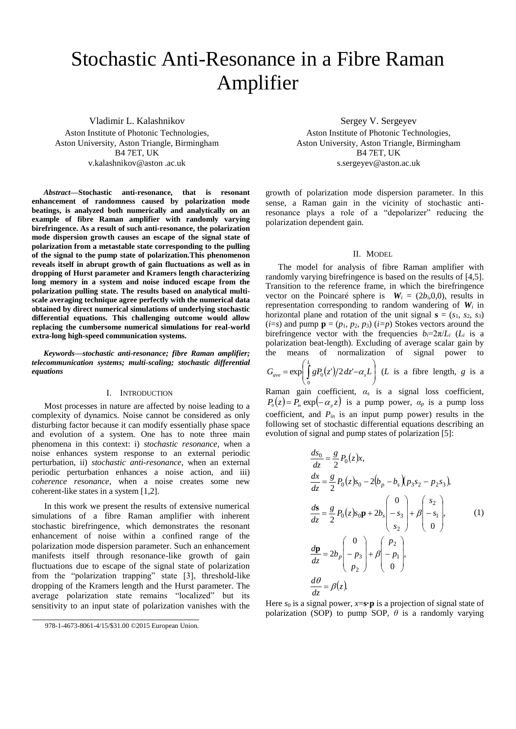# Stochastic Anti-Resonance in a Fibre Raman Amplifier

Vladimir L. Kalashnikov
Aston Institute of Photonic Technologies,
Aston University, Aston Triangle, Birmingham
B4 7ET, UK
v.kalashnikov@aston .ac.uk

Sergey V. Sergeyev
Aston Institute of Photonic Technologies,
Aston University, Aston Triangle, Birmingham
B4 7ET, UK
s.sergeyev@aston.ac.uk

***Abstract*—Stochastic anti-resonance, that is resonant enhancement of randomness caused by polarization mode beatings, is analyzed both numerically and analytically on an example of fibre Raman amplifier with randomly varying birefringence. As a result of such anti-resonance, the polarization mode dispersion growth causes an escape of the signal state of polarization from a metastable state corresponding to the pulling of the signal to the pump state of polarization.This phenomenon reveals itself in abrupt growth of gain fluctuations as well as in dropping of Hurst parameter and Kramers length characterizing long memory in a system and noise induced escape from the polarization pulling state. The results based on analytical multi-scale averaging technique agree perfectly with the numerical data obtained by direct numerical simulations of underlying stochastic differential equations. This challenging outcome would allow replacing the cumbersome numerical simulations for real-world extra-long high-speed communication systems.**

***Keywords—stochastic anti-resonance; fibre Raman amplifier; telecommunication systems; multi-scaling; stochastic differential equations***

## I. Introduction

Most processes in nature are affected by noise leading to a complexity of dynamics. Noise cannot be considered as only disturbing factor because it can modify essentially phase space and evolution of a system. One has to note three main phenomena in this context: i) *stochastic resonance*, when a noise enhances system response to an external periodic perturbation, ii) *stochastic anti-resonance*, when an external periodic perturbation enhances a noise action, and iii) *coherence resonance*, when a noise creates some new coherent-like states in a system [1,2].

In this work we present the results of extensive numerical simulations of a fibre Raman amplifier with inherent stochastic birefringence, which demonstrates the resonant enhancement of noise within a confined range of the polarization mode dispersion parameter. Such an enhancement manifests itself through resonance-like growth of gain fluctuations due to escape of the signal state of polarization from the "polarization trapping" state [3], threshold-like dropping of the Kramers length and the Hurst parameter. The average polarization state remains "localized" but its sensitivity to an input state of polarization vanishes with the growth of polarization mode dispersion parameter. In this sense, a Raman gain in the vicinity of stochastic anti-resonance plays a role of a "depolarizer" reducing the polarization dependent gain.

## II. Model

The model for analysis of fibre Raman amplifier with randomly varying birefringence is based on the results of [4,5]. Transition to the reference frame, in which the birefringence vector on the Poincaré sphere is $\boldsymbol{W}_i = (2b_i,0,0)$, results in representation corresponding to random wandering of $\boldsymbol{W}_i$ in horizontal plane and rotation of the unit signal $\mathbf{s} = (s_1, s_2, s_3)$ ($i$=$s$) and pump $\mathbf{p} = (p_1, p_2, p_3)$ ($i$=$p$) Stokes vectors around the birefringence vector with the frequencies $b_i$=$2\pi/L_i$ ($L_i$ is a polarization beat-length). Excluding of average scalar gain by the means of normalization of signal power to $G_{ave} = \exp\left(\int_0^L gP_0(z')/2\,dz' - \alpha_s L\right)$ ($L$ is a fibre length, $g$ is a Raman gain coefficient, $\alpha_s$ is a signal loss coefficient, $P_0(z) = P_{in}\exp(-\alpha_p z)$ is a pump power, $\alpha_p$ is a pump loss coefficient, and $P_{in}$ is an input pump power) results in the following set of stochastic differential equations describing an evolution of signal and pump states of polarization [5]:

$$
\begin{aligned}
\frac{ds_0}{dz} &= \frac{g}{2}P_0(z)x, \\
\frac{dx}{dz} &= \frac{g}{2}P_0(z)s_0 - 2(b_p - b_s)(p_3 s_2 - p_2 s_3), \\
\frac{d\mathbf{s}}{dz} &= \frac{g}{2}P_0(z)s_0\mathbf{p} + 2b_s\begin{pmatrix}0\\-s_3\\s_2\end{pmatrix} + \beta\begin{pmatrix}s_2\\-s_1\\0\end{pmatrix}, \\
\frac{d\mathbf{p}}{dz} &= 2b_p\begin{pmatrix}0\\-p_3\\p_2\end{pmatrix} + \beta\begin{pmatrix}p_2\\-p_1\\0\end{pmatrix}, \\
\frac{d\theta}{dz} &= \beta(z).
\end{aligned}
\tag{1}
$$

Here $s_0$ is a signal power, $x$=$\mathbf{s}\cdot\mathbf{p}$ is a projection of signal state of polarization (SOP) to pump SOP, $\theta$ is a randomly varying

978-1-4673-8061-4/15/$31.00 ©2015 European Union.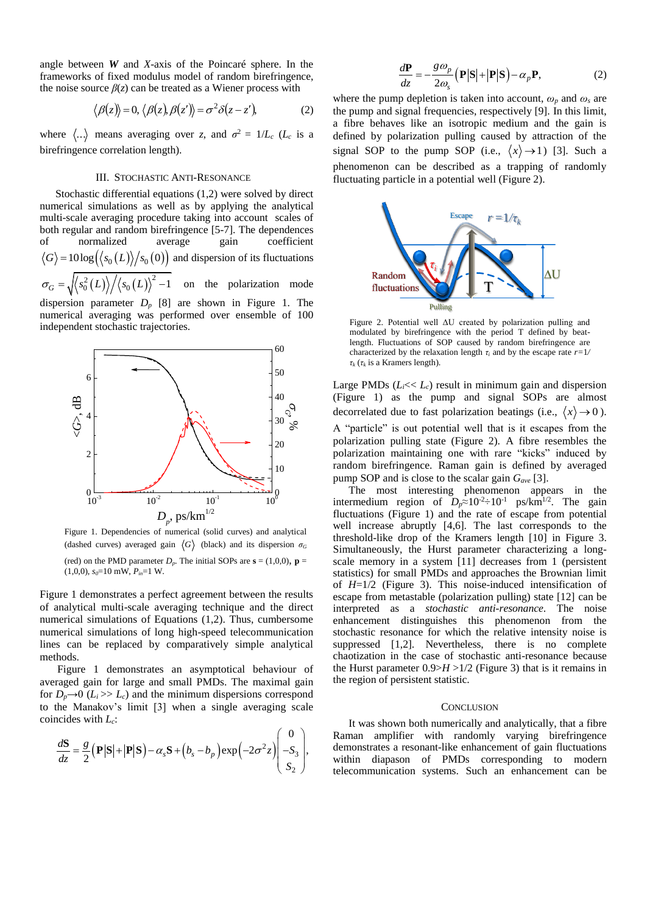angle between $\boldsymbol{W}$ and $X$-axis of the Poincaré sphere. In the frameworks of fixed modulus model of random birefringence, the noise source $\beta(z)$ can be treated as a Wiener process with

$$\langle \beta(z) \rangle = 0,\ \langle \beta(z), \beta(z') \rangle = \sigma^2 \delta(z - z'), \qquad (2)$$

where $\langle ... \rangle$ means averaging over $z$, and $\sigma^2 = 1/L_c$ ($L_c$ is a birefringence correlation length).

## III. Stochastic Anti-Resonance

Stochastic differential equations (1,2) were solved by direct numerical simulations as well as by applying the analytical multi-scale averaging procedure taking into account scales of both regular and random birefringence [5-7]. The dependences of normalized average gain coefficient $\langle G \rangle = 10\log\left(\langle s_0(L) \rangle / s_0(0)\right)$ and dispersion of its fluctuations $\sigma_G = \sqrt{\langle s_0^2(L) \rangle / \langle s_0(L) \rangle^2 - 1}$ on the polarization mode dispersion parameter $D_p$ [8] are shown in Figure 1. The numerical averaging was performed over ensemble of 100 independent stochastic trajectories.

Figure 1. Dependencies of numerical (solid curves) and analytical (dashed curves) averaged gain $\langle G \rangle$ (black) and its dispersion $\sigma_G$ (red) on the PMD parameter $D_p$. The initial SOPs are $\mathbf{s} = (1,0,0)$, $\mathbf{p} = (1,0,0)$, $s_0$=10 mW, $P_{in}$=1 W.

Figure 1 demonstrates a perfect agreement between the results of analytical multi-scale averaging technique and the direct numerical simulations of Equations (1,2). Thus, cumbersome numerical simulations of long high-speed telecommunication lines can be replaced by comparatively simple analytical methods.

Figure 1 demonstrates an asymptotical behaviour of averaged gain for large and small PMDs. The maximal gain for $D_p \to 0$ ($L_i >> L_c$) and the minimum dispersions correspond to the Manakov's limit [3] when a single averaging scale coincides with $L_c$:

$$\frac{d\mathbf{S}}{dz} = \frac{g}{2}\left(\mathbf{P}|\mathbf{S}| + |\mathbf{P}|\mathbf{S}\right) - \alpha_s \mathbf{S} + \left(b_s - b_p\right)\exp\left(-2\sigma^2 z\right)\begin{pmatrix} 0 \\ -S_3 \\ S_2 \end{pmatrix},$$

$$\frac{d\mathbf{P}}{dz} = -\frac{g\omega_p}{2\omega_s}\left(\mathbf{P}|\mathbf{S}| + |\mathbf{P}|\mathbf{S}\right) - \alpha_p \mathbf{P}, \qquad (2)$$

where the pump depletion is taken into account, $\omega_p$ and $\omega_s$ are the pump and signal frequencies, respectively [9]. In this limit, a fibre behaves like an isotropic medium and the gain is defined by polarization pulling caused by attraction of the signal SOP to the pump SOP (i.e., $\langle x \rangle \to 1$) [3]. Such a phenomenon can be described as a trapping of randomly fluctuating particle in a potential well (Figure 2).

Figure 2. Potential well ΔU created by polarization pulling and modulated by birefringence with the period T defined by beat-length. Fluctuations of SOP caused by random birefringence are characterized by the relaxation length $\tau_i$ and by the escape rate $r=1/\tau_k$ ($\tau_k$ is a Kramers length).

Large PMDs ($L_i << L_c$) result in minimum gain and dispersion (Figure 1) as the pump and signal SOPs are almost decorrelated due to fast polarization beatings (i.e., $\langle x \rangle \to 0$). A "particle" is out potential well that is it escapes from the polarization pulling state (Figure 2). A fibre resembles the polarization maintaining one with rare "kicks" induced by random birefringence. Raman gain is defined by averaged pump SOP and is close to the scalar gain $G_{ave}$ [3].

The most interesting phenomenon appears in the intermedium region of $D_p \approx 10^{-2} \div 10^{-1}$ ps/km$^{1/2}$. The gain fluctuations (Figure 1) and the rate of escape from potential well increase abruptly [4,6]. The last corresponds to the threshold-like drop of the Kramers length [10] in Figure 3. Simultaneously, the Hurst parameter characterizing a long-scale memory in a system [11] decreases from 1 (persistent statistics) for small PMDs and approaches the Brownian limit of $H$=1/2 (Figure 3). This noise-induced intensification of escape from metastable (polarization pulling) state [12] can be interpreted as a *stochastic anti-resonance*. The noise enhancement distinguishes this phenomenon from the stochastic resonance for which the relative intensity noise is suppressed [1,2]. Nevertheless, there is no complete chaotization in the case of stochastic anti-resonance because the Hurst parameter $0.9 > H > 1/2$ (Figure 3) that is it remains in the region of persistent statistic.

## Conclusion

It was shown both numerically and analytically, that a fibre Raman amplifier with randomly varying birefringence demonstrates a resonant-like enhancement of gain fluctuations within diapason of PMDs corresponding to modern telecommunication systems. Such an enhancement can be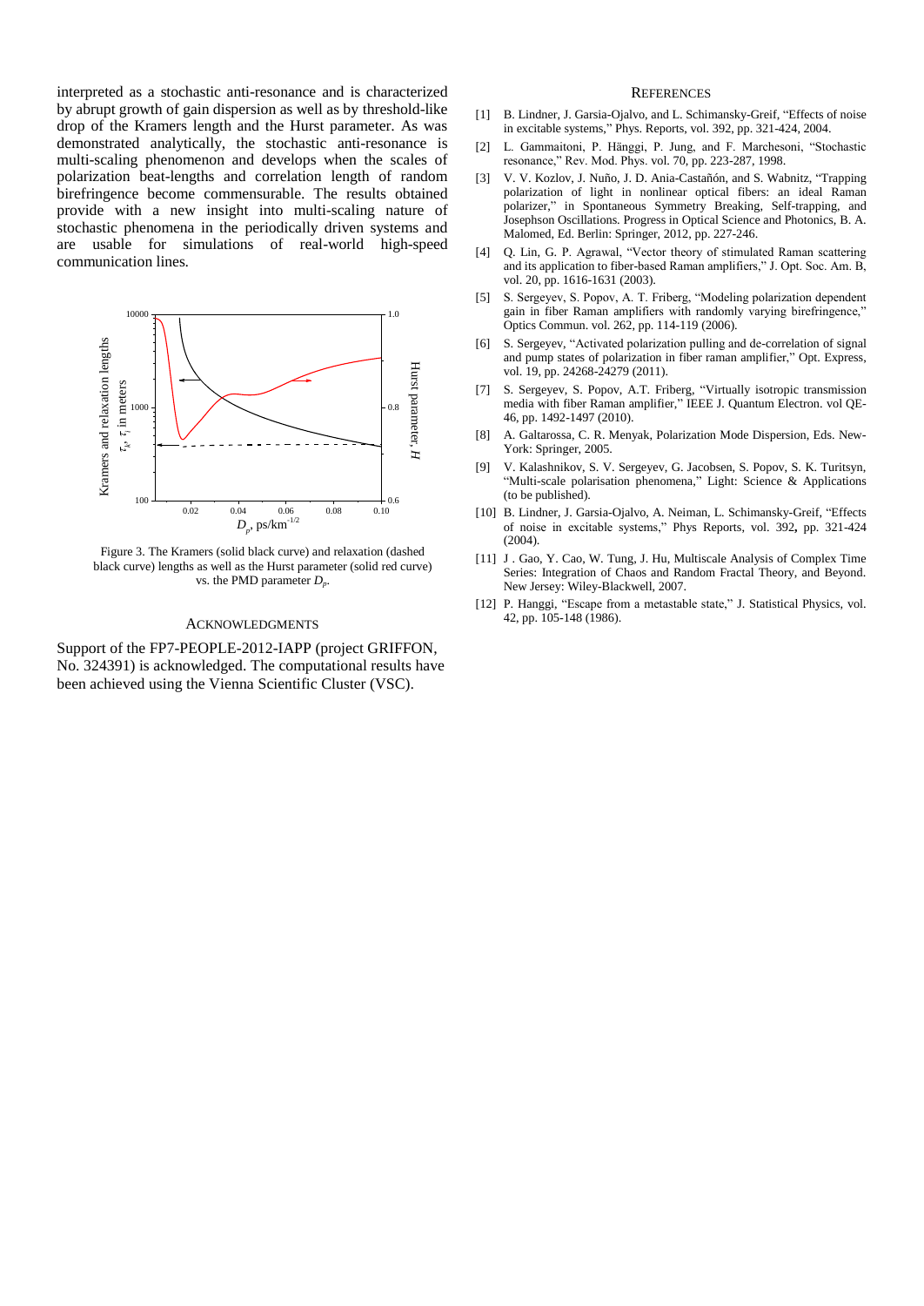interpreted as a stochastic anti-resonance and is characterized by abrupt growth of gain dispersion as well as by threshold-like drop of the Kramers length and the Hurst parameter. As was demonstrated analytically, the stochastic anti-resonance is multi-scaling phenomenon and develops when the scales of polarization beat-lengths and correlation length of random birefringence become commensurable. The results obtained provide with a new insight into multi-scaling nature of stochastic phenomena in the periodically driven systems and are usable for simulations of real-world high-speed communication lines.

Kramers and relaxation lengths

$\tau_k$, $\tau_i$ in meters

Hurst parameter, $H$

10000

1000

100

1.0

0.8

0.6

0.02

0.04

0.06

0.08

0.10

$D_p$, ps/km$^{-1/2}$

Figure 3. The Kramers (solid black curve) and relaxation (dashed black curve) lengths as well as the Hurst parameter (solid red curve) vs. the PMD parameter $D_p$.

## Acknowledgments

Support of the FP7-PEOPLE-2012-IAPP (project GRIFFON, No. 324391) is acknowledged. The computational results have been achieved using the Vienna Scientific Cluster (VSC).

## References

[1] B. Lindner, J. Garsia-Ojalvo, and L. Schimansky-Greif, “Effects of noise in excitable systems,” Phys. Reports, vol. 392, pp. 321-424, 2004.

[2] L. Gammaitoni, P. Hänggi, P. Jung, and F. Marchesoni, “Stochastic resonance,” Rev. Mod. Phys. vol. 70, pp. 223-287, 1998.

[3] V. V. Kozlov, J. Nuño, J. D. Ania-Castañón, and S. Wabnitz, “Trapping polarization of light in nonlinear optical fibers: an ideal Raman polarizer,” in Spontaneous Symmetry Breaking, Self-trapping, and Josephson Oscillations. Progress in Optical Science and Photonics, B. A. Malomed, Ed. Berlin: Springer, 2012, pp. 227-246.

[4] Q. Lin, G. P. Agrawal, “Vector theory of stimulated Raman scattering and its application to fiber-based Raman amplifiers,” J. Opt. Soc. Am. B, vol. 20, pp. 1616-1631 (2003).

[5] S. Sergeyev, S. Popov, A. T. Friberg, “Modeling polarization dependent gain in fiber Raman amplifiers with randomly varying birefringence,” Optics Commun. vol. 262, pp. 114-119 (2006).

[6] S. Sergeyev, “Activated polarization pulling and de-correlation of signal and pump states of polarization in fiber raman amplifier,” Opt. Express, vol. 19, pp. 24268-24279 (2011).

[7] S. Sergeyev, S. Popov, A.T. Friberg, “Virtually isotropic transmission media with fiber Raman amplifier,” IEEE J. Quantum Electron. vol QE-46, pp. 1492-1497 (2010).

[8] A. Galtarossa, C. R. Menyak, Polarization Mode Dispersion, Eds. New-York: Springer, 2005.

[9] V. Kalashnikov, S. V. Sergeyev, G. Jacobsen, S. Popov, S. K. Turitsyn, “Multi-scale polarisation phenomena,” Light: Science & Applications (to be published).

[10] B. Lindner, J. Garsia-Ojalvo, A. Neiman, L. Schimansky-Greif, “Effects of noise in excitable systems,” Phys Reports, vol. 392, pp. 321-424 (2004).

[11] J . Gao, Y. Cao, W. Tung, J. Hu, Multiscale Analysis of Complex Time Series: Integration of Chaos and Random Fractal Theory, and Beyond. New Jersey: Wiley-Blackwell, 2007.

[12] P. Hanggi, “Escape from a metastable state,” J. Statistical Physics, vol. 42, pp. 105-148 (1986).